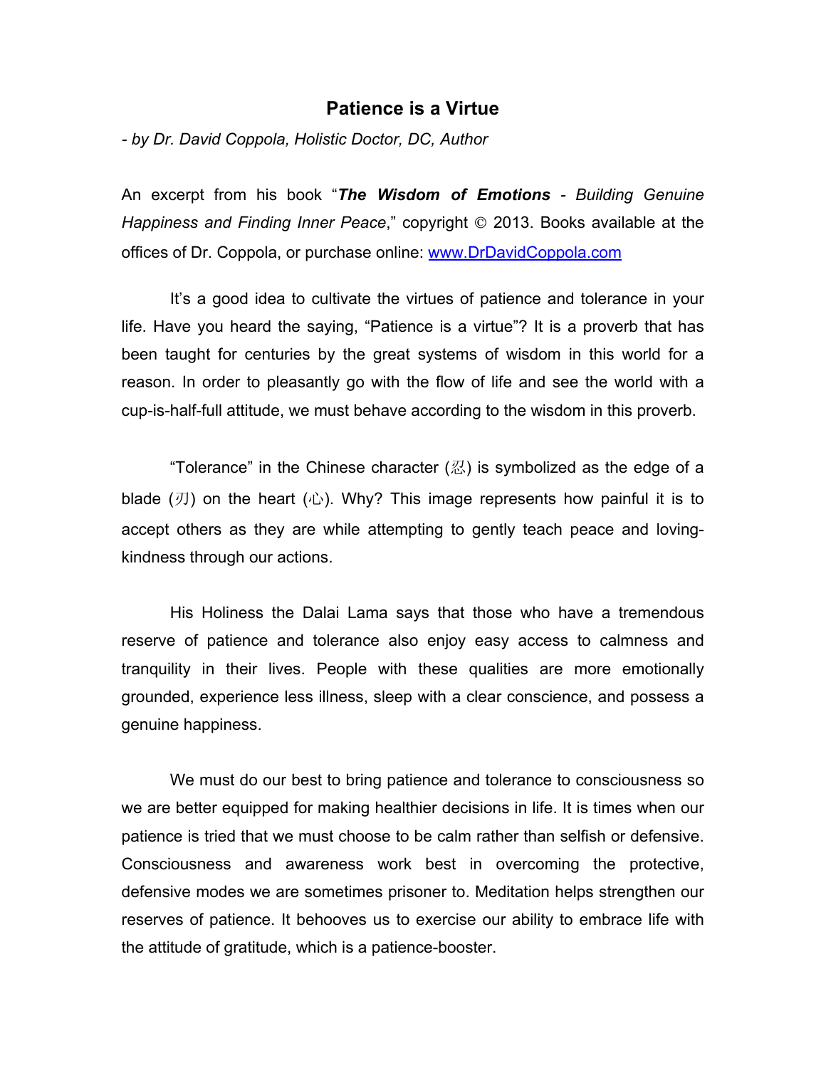# Patience is a Virtue

*- by Dr. David Coppola, Holistic Doctor, DC, Author*

An excerpt from his book "***The Wisdom of Emotions*** - *Building Genuine Happiness and Finding Inner Peace*," copyright © 2013. Books available at the offices of Dr. Coppola, or purchase online: [www.DrDavidCoppola.com](http://www.DrDavidCoppola.com)

It's a good idea to cultivate the virtues of patience and tolerance in your life. Have you heard the saying, "Patience is a virtue"? It is a proverb that has been taught for centuries by the great systems of wisdom in this world for a reason. In order to pleasantly go with the flow of life and see the world with a cup-is-half-full attitude, we must behave according to the wisdom in this proverb.

"Tolerance" in the Chinese character (忍) is symbolized as the edge of a blade (刃) on the heart (心). Why? This image represents how painful it is to accept others as they are while attempting to gently teach peace and loving-kindness through our actions.

His Holiness the Dalai Lama says that those who have a tremendous reserve of patience and tolerance also enjoy easy access to calmness and tranquility in their lives. People with these qualities are more emotionally grounded, experience less illness, sleep with a clear conscience, and possess a genuine happiness.

We must do our best to bring patience and tolerance to consciousness so we are better equipped for making healthier decisions in life. It is times when our patience is tried that we must choose to be calm rather than selfish or defensive. Consciousness and awareness work best in overcoming the protective, defensive modes we are sometimes prisoner to. Meditation helps strengthen our reserves of patience. It behooves us to exercise our ability to embrace life with the attitude of gratitude, which is a patience-booster.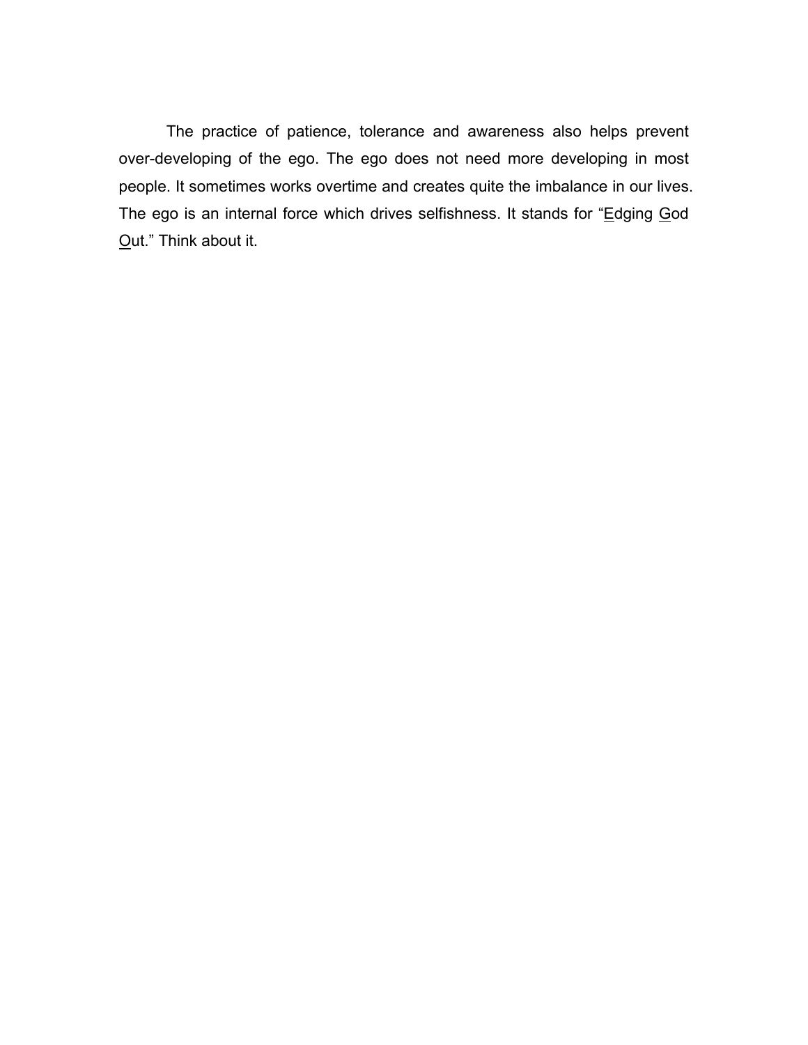The practice of patience, tolerance and awareness also helps prevent over-developing of the ego. The ego does not need more developing in most people. It sometimes works overtime and creates quite the imbalance in our lives. The ego is an internal force which drives selfishness. It stands for "<u>E</u>dging <u>G</u>od <u>O</u>ut." Think about it.